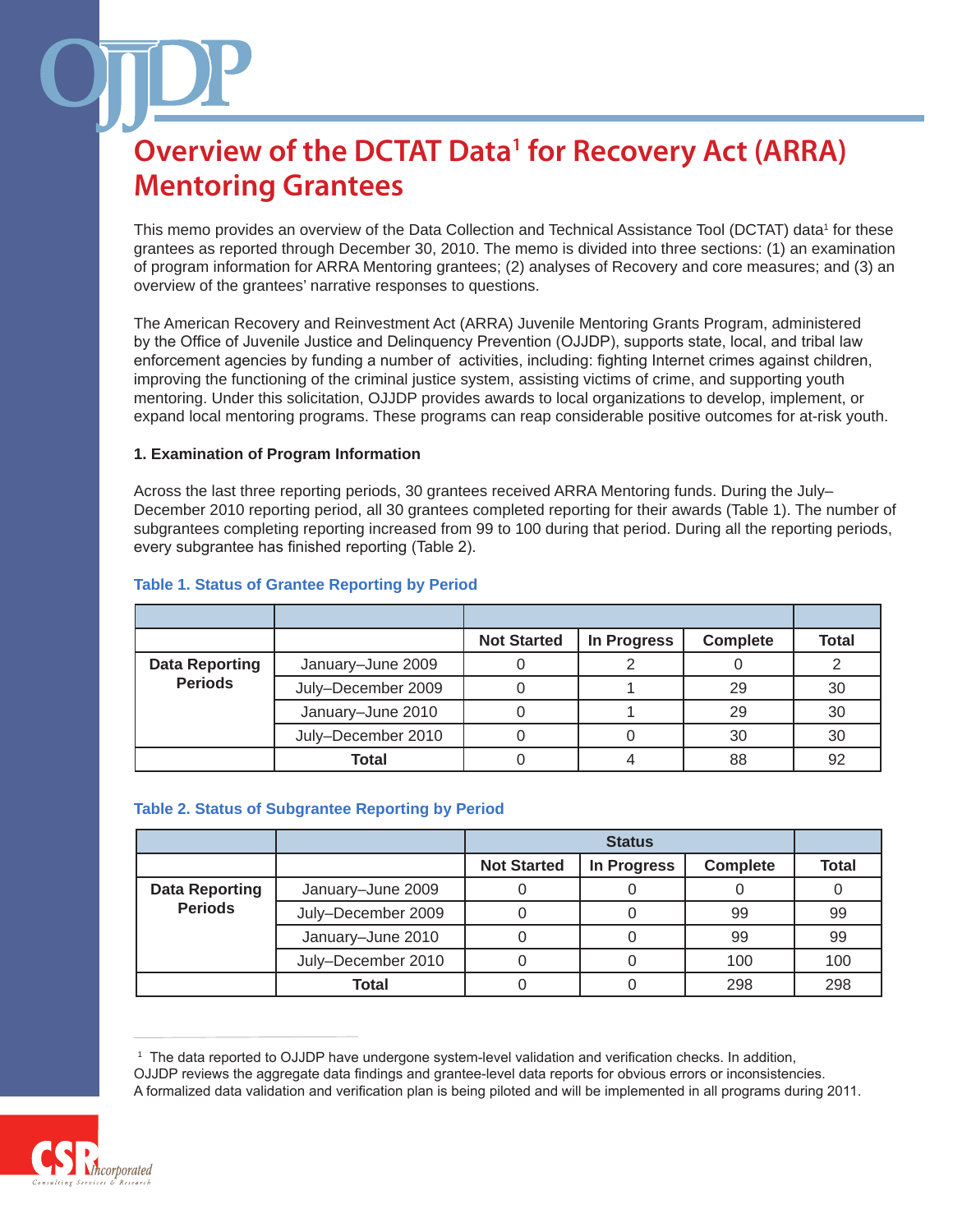# Overview of the DCTAT Data[1] for Recovery Act (ARRA) Mentoring Grantees

This memo provides an overview of the Data Collection and Technical Assistance Tool (DCTAT) data[1] for these grantees as reported through December 30, 2010. The memo is divided into three sections: (1) an examination of program information for ARRA Mentoring grantees; (2) analyses of Recovery and core measures; and (3) an overview of the grantees' narrative responses to questions.

The American Recovery and Reinvestment Act (ARRA) Juvenile Mentoring Grants Program, administered by the Office of Juvenile Justice and Delinquency Prevention (OJJDP), supports state, local, and tribal law enforcement agencies by funding a number of activities, including: fighting Internet crimes against children, improving the functioning of the criminal justice system, assisting victims of crime, and supporting youth mentoring. Under this solicitation, OJJDP provides awards to local organizations to develop, implement, or expand local mentoring programs. These programs can reap considerable positive outcomes for at-risk youth.

### 1. Examination of Program Information

Across the last three reporting periods, 30 grantees received ARRA Mentoring funds. During the July–December 2010 reporting period, all 30 grantees completed reporting for their awards (Table 1). The number of subgrantees completing reporting increased from 99 to 100 during that period. During all the reporting periods, every subgrantee has finished reporting (Table 2).

**Table 1. Status of Grantee Reporting by Period**

| | | | | | |
|---|---|---|---|---|---|
| | | Not Started | In Progress | Complete | Total |
| Data Reporting Periods | January–June 2009 | 0 | 2 | 0 | 2 |
| | July–December 2009 | 0 | 1 | 29 | 30 |
| | January–June 2010 | 0 | 1 | 29 | 30 |
| | July–December 2010 | 0 | 0 | 30 | 30 |
| | **Total** | 0 | 4 | 88 | 92 |

**Table 2. Status of Subgrantee Reporting by Period**

| | | Status | | | |
|---|---|---|---|---|---|
| | | Not Started | In Progress | Complete | Total |
| Data Reporting Periods | January–June 2009 | 0 | 0 | 0 | 0 |
| | July–December 2009 | 0 | 0 | 99 | 99 |
| | January–June 2010 | 0 | 0 | 99 | 99 |
| | July–December 2010 | 0 | 0 | 100 | 100 |
| | **Total** | 0 | 0 | 298 | 298 |

[1] The data reported to OJJDP have undergone system-level validation and verification checks. In addition, OJJDP reviews the aggregate data findings and grantee-level data reports for obvious errors or inconsistencies. A formalized data validation and verification plan is being piloted and will be implemented in all programs during 2011.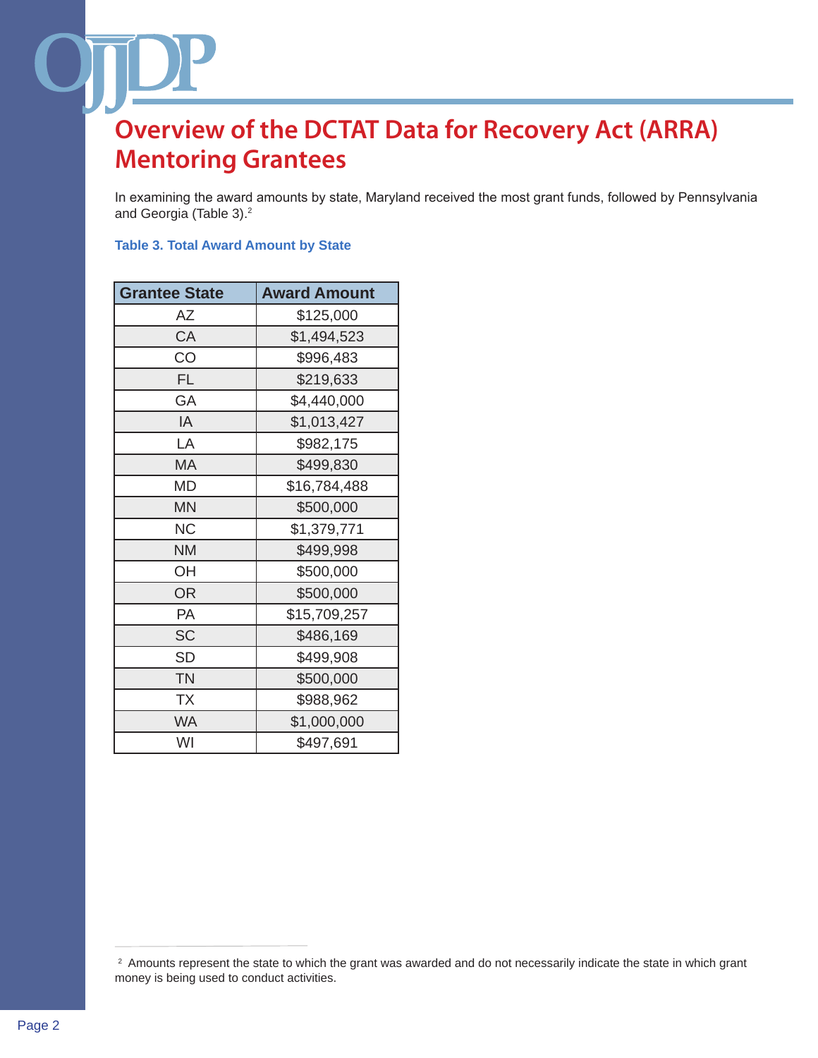# Overview of the DCTAT Data for Recovery Act (ARRA) Mentoring Grantees

In examining the award amounts by state, Maryland received the most grant funds, followed by Pennsylvania and Georgia (Table 3).[2]

**Table 3. Total Award Amount by State**

| Grantee State | Award Amount |
|---|---|
| AZ | $125,000 |
| CA | $1,494,523 |
| CO | $996,483 |
| FL | $219,633 |
| GA | $4,440,000 |
| IA | $1,013,427 |
| LA | $982,175 |
| MA | $499,830 |
| MD | $16,784,488 |
| MN | $500,000 |
| NC | $1,379,771 |
| NM | $499,998 |
| OH | $500,000 |
| OR | $500,000 |
| PA | $15,709,257 |
| SC | $486,169 |
| SD | $499,908 |
| TN | $500,000 |
| TX | $988,962 |
| WA | $1,000,000 |
| WI | $497,691 |

---

[2] Amounts represent the state to which the grant was awarded and do not necessarily indicate the state in which grant money is being used to conduct activities.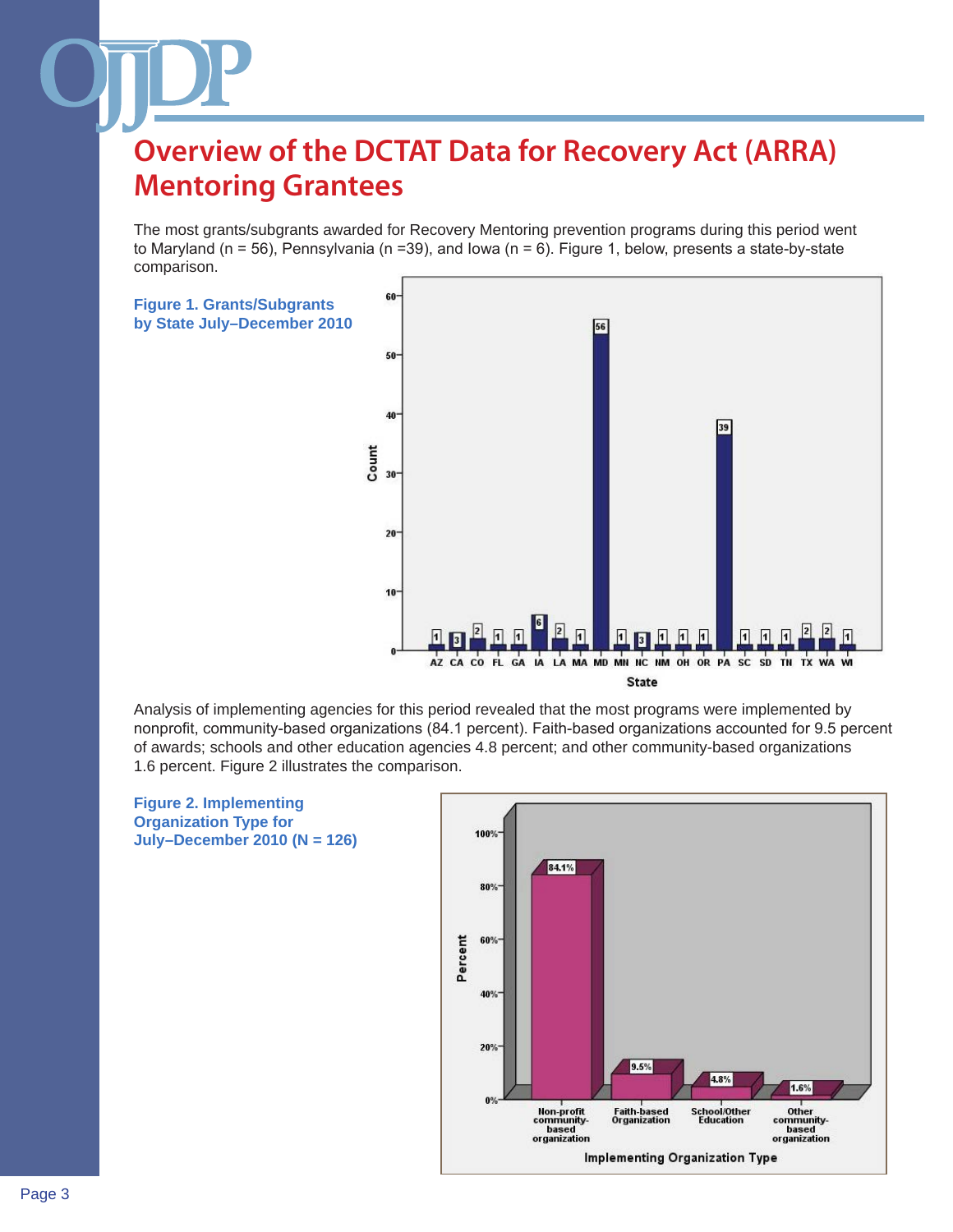# Overview of the DCTAT Data for Recovery Act (ARRA) Mentoring Grantees

The most grants/subgrants awarded for Recovery Mentoring prevention programs during this period went to Maryland (n = 56), Pennsylvania (n =39), and Iowa (n = 6). Figure 1, below, presents a state-by-state comparison.

**Figure 1. Grants/Subgrants by State July–December 2010**

| State | Count |
|---|---|
| AZ | 1 |
| CA | 3 |
| CO | 2 |
| FL | 1 |
| GA | 1 |
| IA | 6 |
| LA | 2 |
| MA | 1 |
| MD | 56 |
| MN | 1 |
| NC | 3 |
| NM | 1 |
| OH | 1 |
| OR | 1 |
| PA | 39 |
| SC | 1 |
| SD | 1 |
| TN | 1 |
| TX | 2 |
| WA | 2 |
| WI | 1 |

Analysis of implementing agencies for this period revealed that the most programs were implemented by nonprofit, community-based organizations (84.1 percent). Faith-based organizations accounted for 9.5 percent of awards; schools and other education agencies 4.8 percent; and other community-based organizations 1.6 percent. Figure 2 illustrates the comparison.

**Figure 2. Implementing Organization Type for July–December 2010 (N = 126)**

| Implementing Organization Type | Percent |
|---|---|
| Non-profit community-based organization | 84.1% |
| Faith-based Organization | 9.5% |
| School/Other Education | 4.8% |
| Other community-based organization | 1.6% |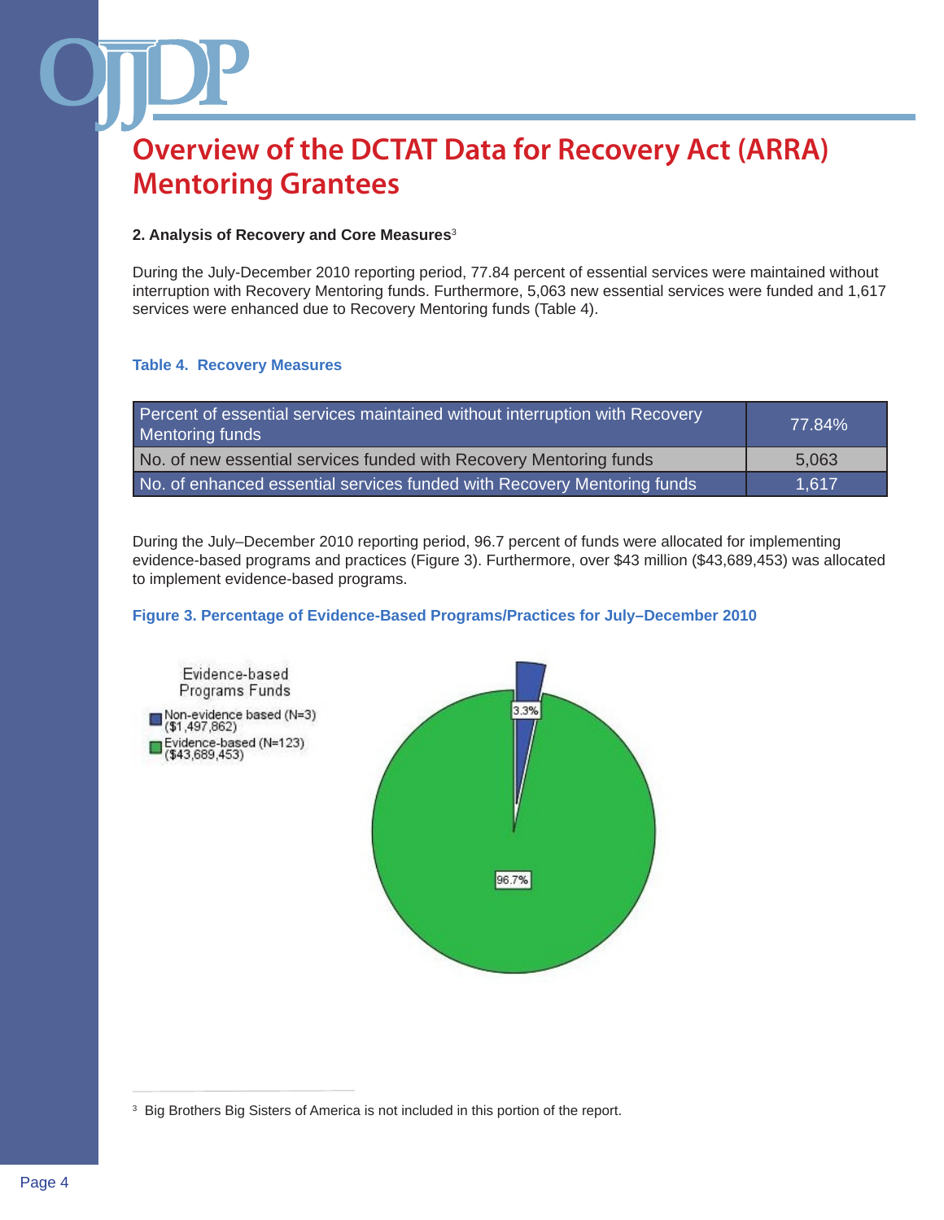# Overview of the DCTAT Data for Recovery Act (ARRA) Mentoring Grantees

### 2. Analysis of Recovery and Core Measures[3]

During the July-December 2010 reporting period, 77.84 percent of essential services were maintained without interruption with Recovery Mentoring funds. Furthermore, 5,063 new essential services were funded and 1,617 services were enhanced due to Recovery Mentoring funds (Table 4).

**Table 4. Recovery Measures**

| Measure | Value |
|---|---|
| Percent of essential services maintained without interruption with Recovery Mentoring funds | 77.84% |
| No. of new essential services funded with Recovery Mentoring funds | 5,063 |
| No. of enhanced essential services funded with Recovery Mentoring funds | 1,617 |

During the July–December 2010 reporting period, 96.7 percent of funds were allocated for implementing evidence-based programs and practices (Figure 3). Furthermore, over $43 million ($43,689,453) was allocated to implement evidence-based programs.

**Figure 3. Percentage of Evidence-Based Programs/Practices for July–December 2010**

Evidence-based Programs Funds

- Non-evidence based (N=3) ($1,497,862): 3.3%
- Evidence-based (N=123) ($43,689,453): 96.7%

---

[3] Big Brothers Big Sisters of America is not included in this portion of the report.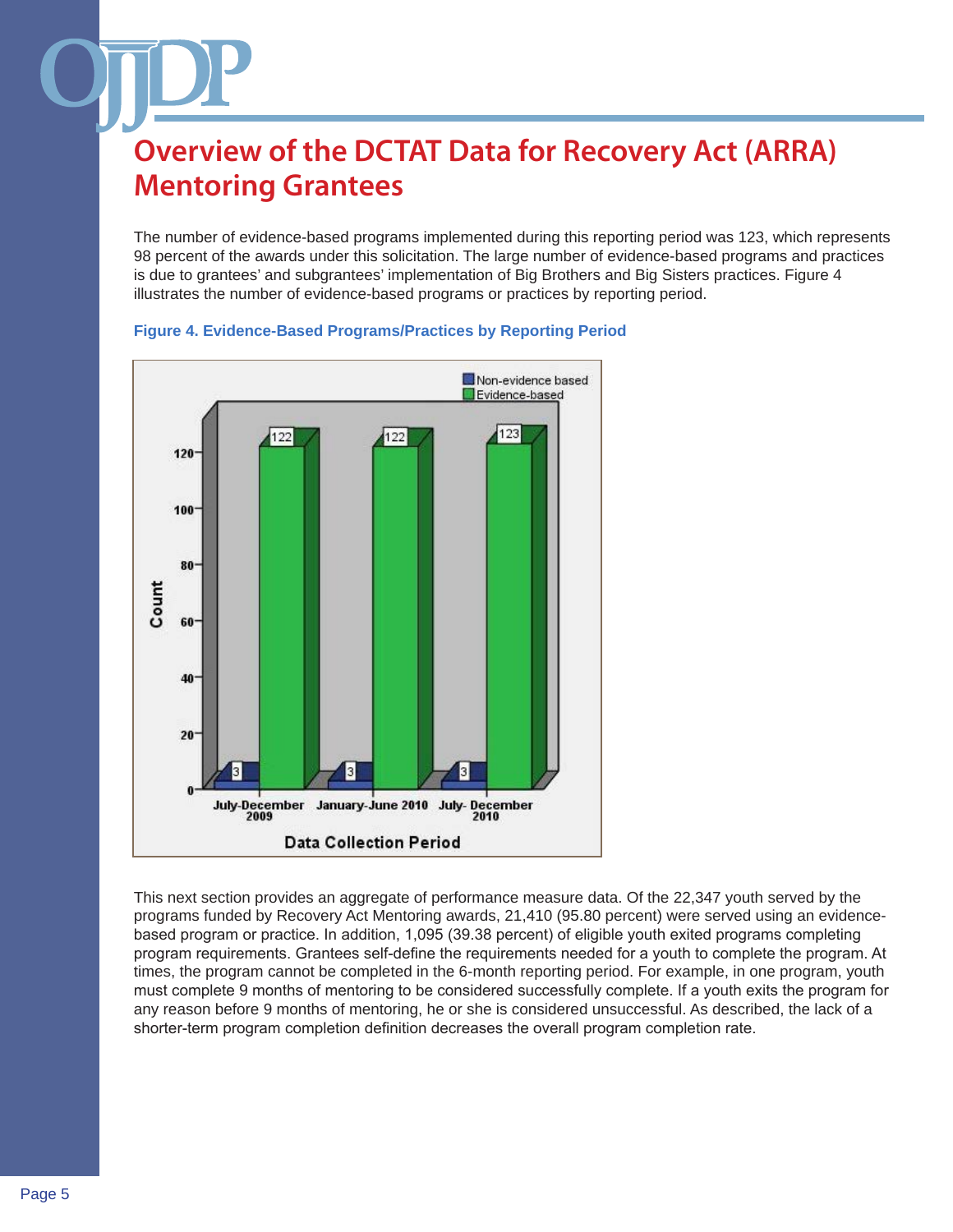# Overview of the DCTAT Data for Recovery Act (ARRA) Mentoring Grantees

The number of evidence-based programs implemented during this reporting period was 123, which represents 98 percent of the awards under this solicitation. The large number of evidence-based programs and practices is due to grantees' and subgrantees' implementation of Big Brothers and Big Sisters practices. Figure 4 illustrates the number of evidence-based programs or practices by reporting period.

**Figure 4. Evidence-Based Programs/Practices by Reporting Period**

| Data Collection Period | Non-evidence based | Evidence-based |
|---|---|---|
| July-December 2009 | 3 | 122 |
| January-June 2010 | 3 | 122 |
| July-December 2010 | 3 | 123 |

This next section provides an aggregate of performance measure data. Of the 22,347 youth served by the programs funded by Recovery Act Mentoring awards, 21,410 (95.80 percent) were served using an evidence-based program or practice. In addition, 1,095 (39.38 percent) of eligible youth exited programs completing program requirements. Grantees self-define the requirements needed for a youth to complete the program. At times, the program cannot be completed in the 6-month reporting period. For example, in one program, youth must complete 9 months of mentoring to be considered successfully complete. If a youth exits the program for any reason before 9 months of mentoring, he or she is considered unsuccessful. As described, the lack of a shorter-term program completion definition decreases the overall program completion rate.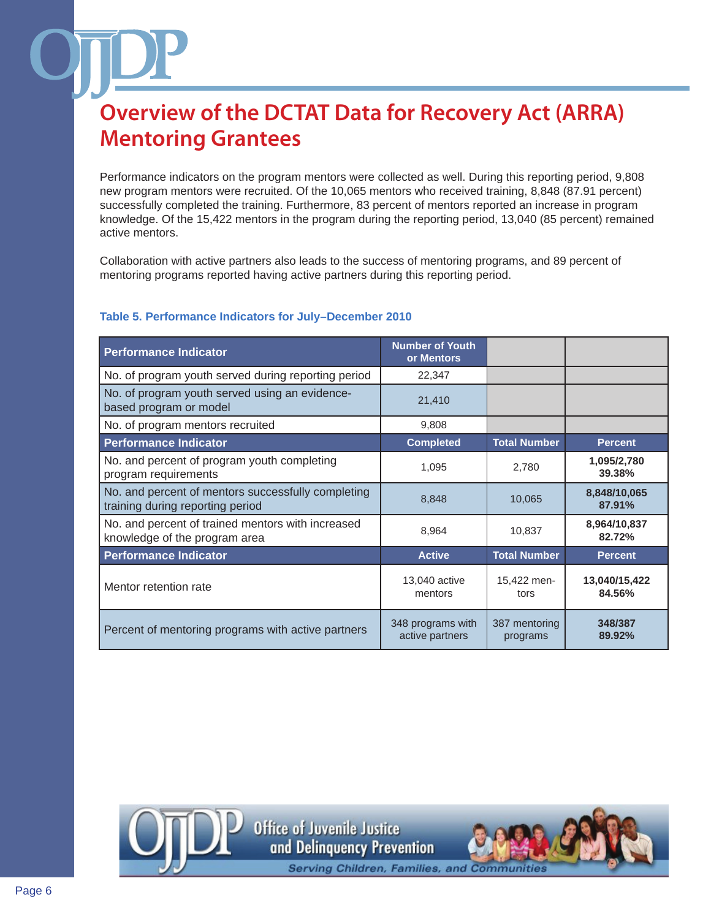# Overview of the DCTAT Data for Recovery Act (ARRA) Mentoring Grantees

Performance indicators on the program mentors were collected as well. During this reporting period, 9,808 new program mentors were recruited. Of the 10,065 mentors who received training, 8,848 (87.91 percent) successfully completed the training. Furthermore, 83 percent of mentors reported an increase in program knowledge. Of the 15,422 mentors in the program during the reporting period, 13,040 (85 percent) remained active mentors.

Collaboration with active partners also leads to the success of mentoring programs, and 89 percent of mentoring programs reported having active partners during this reporting period.

### Table 5. Performance Indicators for July–December 2010

| Performance Indicator | Number of Youth or Mentors | | |
|---|---|---|---|
| No. of program youth served during reporting period | 22,347 | | |
| No. of program youth served using an evidence-based program or model | 21,410 | | |
| No. of program mentors recruited | 9,808 | | |
| **Performance Indicator** | **Completed** | **Total Number** | **Percent** |
| No. and percent of program youth completing program requirements | 1,095 | 2,780 | **1,095/2,780 39.38%** |
| No. and percent of mentors successfully completing training during reporting period | 8,848 | 10,065 | **8,848/10,065 87.91%** |
| No. and percent of trained mentors with increased knowledge of the program area | 8,964 | 10,837 | **8,964/10,837 82.72%** |
| **Performance Indicator** | **Active** | **Total Number** | **Percent** |
| Mentor retention rate | 13,040 active mentors | 15,422 mentors | **13,040/15,422 84.56%** |
| Percent of mentoring programs with active partners | 348 programs with active partners | 387 mentoring programs | **348/387 89.92%** |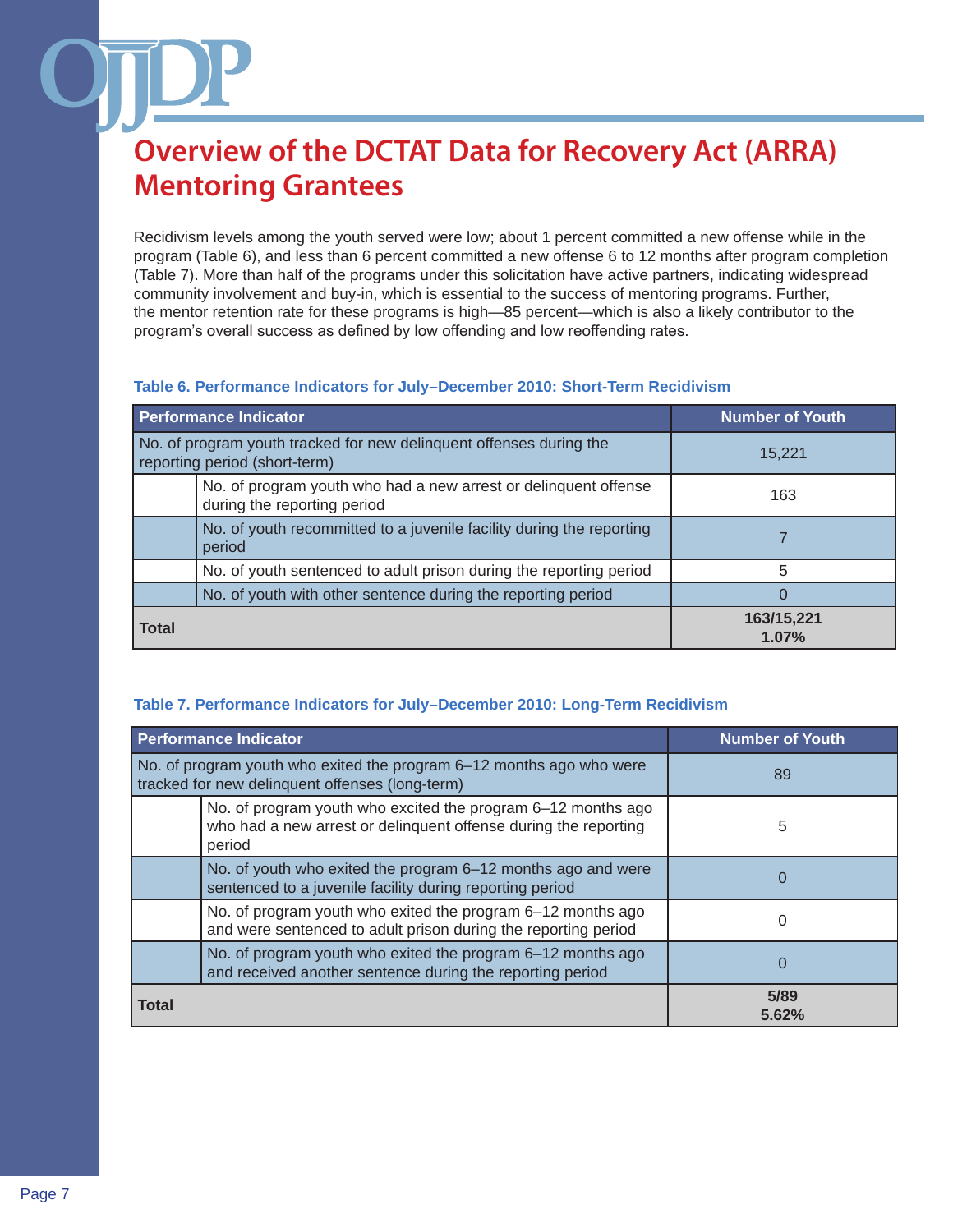# Overview of the DCTAT Data for Recovery Act (ARRA) Mentoring Grantees

Recidivism levels among the youth served were low; about 1 percent committed a new offense while in the program (Table 6), and less than 6 percent committed a new offense 6 to 12 months after program completion (Table 7). More than half of the programs under this solicitation have active partners, indicating widespread community involvement and buy-in, which is essential to the success of mentoring programs. Further, the mentor retention rate for these programs is high—85 percent—which is also a likely contributor to the program's overall success as defined by low offending and low reoffending rates.

**Table 6. Performance Indicators for July–December 2010: Short-Term Recidivism**

| Performance Indicator | | Number of Youth |
|---|---|---|
| No. of program youth tracked for new delinquent offenses during the reporting period (short-term) | | 15,221 |
| | No. of program youth who had a new arrest or delinquent offense during the reporting period | 163 |
| | No. of youth recommitted to a juvenile facility during the reporting period | 7 |
| | No. of youth sentenced to adult prison during the reporting period | 5 |
| | No. of youth with other sentence during the reporting period | 0 |
| **Total** | | **163/15,221 1.07%** |

**Table 7. Performance Indicators for July–December 2010: Long-Term Recidivism**

| Performance Indicator | | Number of Youth |
|---|---|---|
| No. of program youth who exited the program 6–12 months ago who were tracked for new delinquent offenses (long-term) | | 89 |
| | No. of program youth who excited the program 6–12 months ago who had a new arrest or delinquent offense during the reporting period | 5 |
| | No. of youth who exited the program 6–12 months ago and were sentenced to a juvenile facility during reporting period | 0 |
| | No. of program youth who exited the program 6–12 months ago and were sentenced to adult prison during the reporting period | 0 |
| | No. of program youth who exited the program 6–12 months ago and received another sentence during the reporting period | 0 |
| **Total** | | **5/89 5.62%** |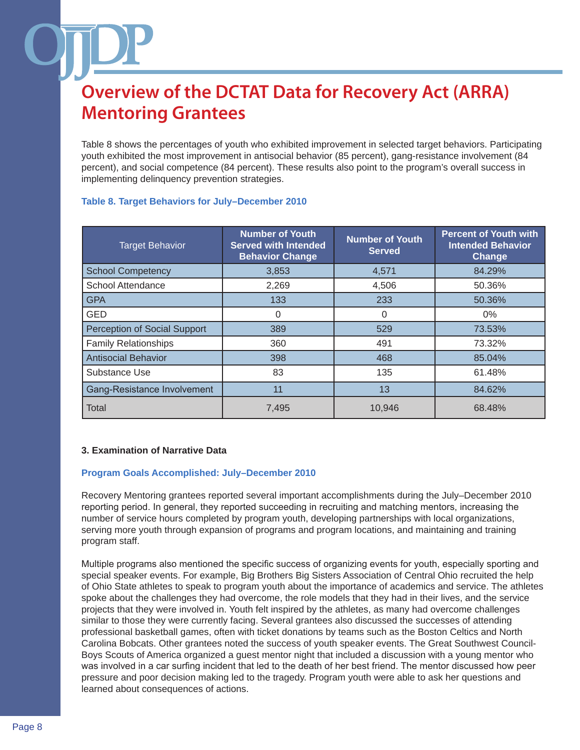# Overview of the DCTAT Data for Recovery Act (ARRA) Mentoring Grantees

Table 8 shows the percentages of youth who exhibited improvement in selected target behaviors. Participating youth exhibited the most improvement in antisocial behavior (85 percent), gang-resistance involvement (84 percent), and social competence (84 percent). These results also point to the program's overall success in implementing delinquency prevention strategies.

**Table 8. Target Behaviors for July–December 2010**

| Target Behavior | Number of Youth Served with Intended Behavior Change | Number of Youth Served | Percent of Youth with Intended Behavior Change |
|---|---|---|---|
| School Competency | 3,853 | 4,571 | 84.29% |
| School Attendance | 2,269 | 4,506 | 50.36% |
| GPA | 133 | 233 | 50.36% |
| GED | 0 | 0 | 0% |
| Perception of Social Support | 389 | 529 | 73.53% |
| Family Relationships | 360 | 491 | 73.32% |
| Antisocial Behavior | 398 | 468 | 85.04% |
| Substance Use | 83 | 135 | 61.48% |
| Gang-Resistance Involvement | 11 | 13 | 84.62% |
| Total | 7,495 | 10,946 | 68.48% |

### 3. Examination of Narrative Data

**Program Goals Accomplished: July–December 2010**

Recovery Mentoring grantees reported several important accomplishments during the July–December 2010 reporting period. In general, they reported succeeding in recruiting and matching mentors, increasing the number of service hours completed by program youth, developing partnerships with local organizations, serving more youth through expansion of programs and program locations, and maintaining and training program staff.

Multiple programs also mentioned the specific success of organizing events for youth, especially sporting and special speaker events. For example, Big Brothers Big Sisters Association of Central Ohio recruited the help of Ohio State athletes to speak to program youth about the importance of academics and service. The athletes spoke about the challenges they had overcome, the role models that they had in their lives, and the service projects that they were involved in. Youth felt inspired by the athletes, as many had overcome challenges similar to those they were currently facing. Several grantees also discussed the successes of attending professional basketball games, often with ticket donations by teams such as the Boston Celtics and North Carolina Bobcats. Other grantees noted the success of youth speaker events. The Great Southwest Council-Boys Scouts of America organized a guest mentor night that included a discussion with a young mentor who was involved in a car surfing incident that led to the death of her best friend. The mentor discussed how peer pressure and poor decision making led to the tragedy. Program youth were able to ask her questions and learned about consequences of actions.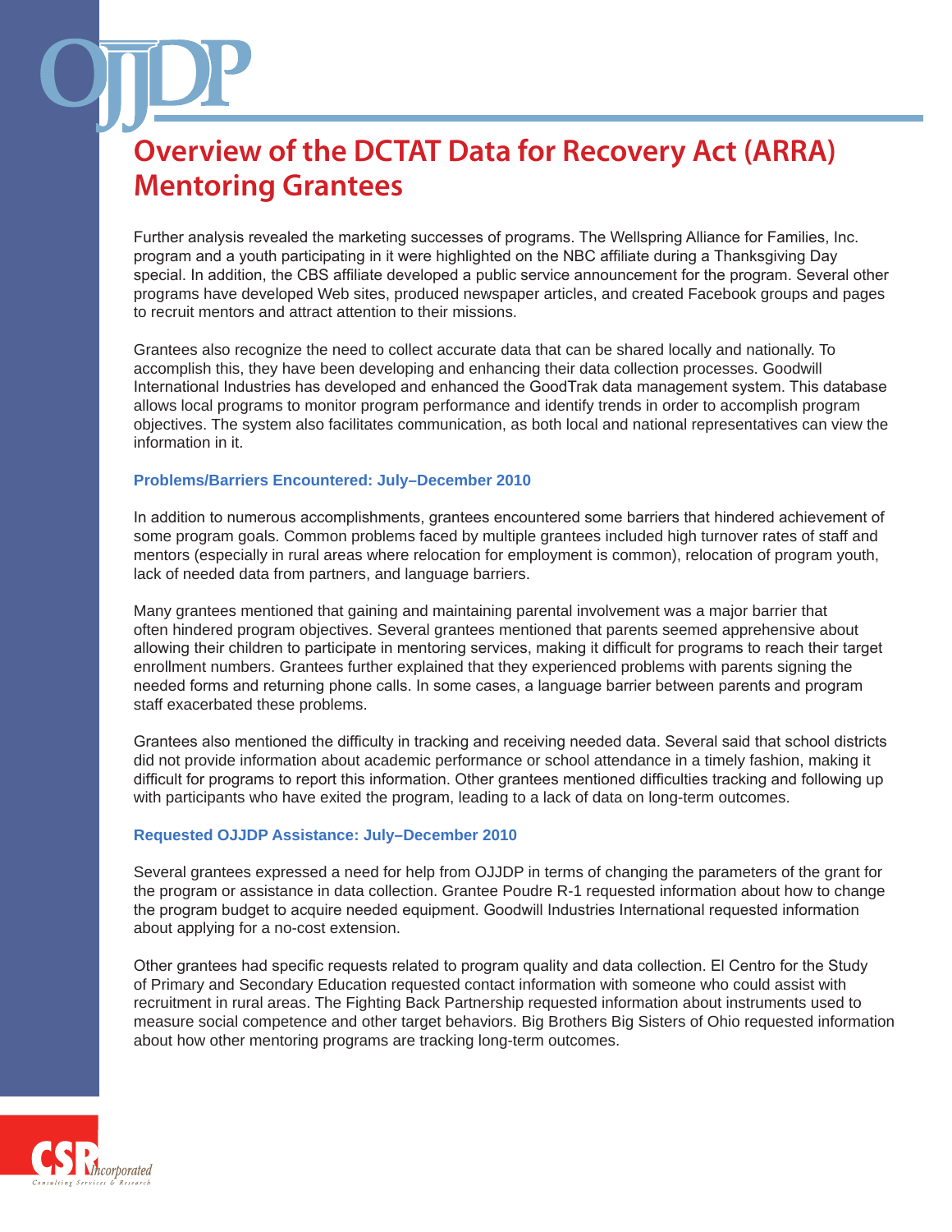# Overview of the DCTAT Data for Recovery Act (ARRA) Mentoring Grantees

Further analysis revealed the marketing successes of programs. The Wellspring Alliance for Families, Inc. program and a youth participating in it were highlighted on the NBC affiliate during a Thanksgiving Day special. In addition, the CBS affiliate developed a public service announcement for the program. Several other programs have developed Web sites, produced newspaper articles, and created Facebook groups and pages to recruit mentors and attract attention to their missions.

Grantees also recognize the need to collect accurate data that can be shared locally and nationally. To accomplish this, they have been developing and enhancing their data collection processes. Goodwill International Industries has developed and enhanced the GoodTrak data management system. This database allows local programs to monitor program performance and identify trends in order to accomplish program objectives. The system also facilitates communication, as both local and national representatives can view the information in it.

### Problems/Barriers Encountered: July–December 2010

In addition to numerous accomplishments, grantees encountered some barriers that hindered achievement of some program goals. Common problems faced by multiple grantees included high turnover rates of staff and mentors (especially in rural areas where relocation for employment is common), relocation of program youth, lack of needed data from partners, and language barriers.

Many grantees mentioned that gaining and maintaining parental involvement was a major barrier that often hindered program objectives. Several grantees mentioned that parents seemed apprehensive about allowing their children to participate in mentoring services, making it difficult for programs to reach their target enrollment numbers. Grantees further explained that they experienced problems with parents signing the needed forms and returning phone calls. In some cases, a language barrier between parents and program staff exacerbated these problems.

Grantees also mentioned the difficulty in tracking and receiving needed data. Several said that school districts did not provide information about academic performance or school attendance in a timely fashion, making it difficult for programs to report this information. Other grantees mentioned difficulties tracking and following up with participants who have exited the program, leading to a lack of data on long-term outcomes.

### Requested OJJDP Assistance: July–December 2010

Several grantees expressed a need for help from OJJDP in terms of changing the parameters of the grant for the program or assistance in data collection. Grantee Poudre R-1 requested information about how to change the program budget to acquire needed equipment. Goodwill Industries International requested information about applying for a no-cost extension.

Other grantees had specific requests related to program quality and data collection. El Centro for the Study of Primary and Secondary Education requested contact information with someone who could assist with recruitment in rural areas. The Fighting Back Partnership requested information about instruments used to measure social competence and other target behaviors. Big Brothers Big Sisters of Ohio requested information about how other mentoring programs are tracking long-term outcomes.